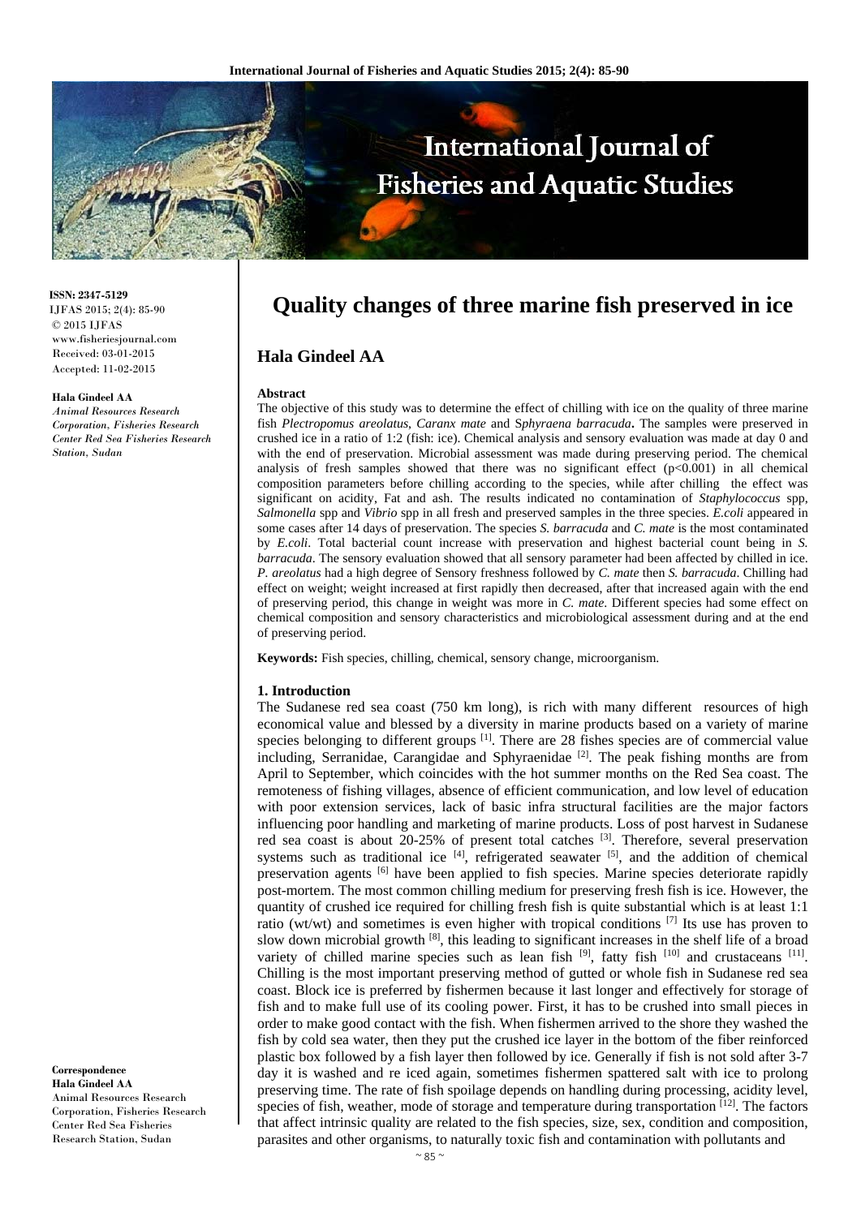# Quality changes of three marine fish preserved in ice

## Hala Gindeel AA

ISSN: 2347-5129
IJFAS 2015; 2(4): 85-90
© 2015 IJFAS
www.fisheriesjournal.com
Received: 03-01-2015
Accepted: 11-02-2015

**Hala Gindeel AA**
*Animal Resources Research Corporation, Fisheries Research Center Red Sea Fisheries Research Station, Sudan*

**Correspondence**
**Hala Gindeel AA**
Animal Resources Research Corporation, Fisheries Research Center Red Sea Fisheries Research Station, Sudan

**Abstract**

The objective of this study was to determine the effect of chilling with ice on the quality of three marine fish *Plectropomus areolatus*, *Caranx mate* and S*phyraena barracuda***.** The samples were preserved in crushed ice in a ratio of 1:2 (fish: ice). Chemical analysis and sensory evaluation was made at day 0 and with the end of preservation. Microbial assessment was made during preserving period. The chemical analysis of fresh samples showed that there was no significant effect ($p<0.001$) in all chemical composition parameters before chilling according to the species, while after chilling the effect was significant on acidity, Fat and ash. The results indicated no contamination of *Staphylococcus* spp, *Salmonella* spp and *Vibrio* spp in all fresh and preserved samples in the three species. *E.coli* appeared in some cases after 14 days of preservation. The species *S. barracuda* and *C. mate* is the most contaminated by *E.coli*. Total bacterial count increase with preservation and highest bacterial count being in *S. barracuda*. The sensory evaluation showed that all sensory parameter had been affected by chilled in ice. *P. areolatus* had a high degree of Sensory freshness followed by *C. mate* then *S. barracuda*. Chilling had effect on weight; weight increased at first rapidly then decreased, after that increased again with the end of preserving period, this change in weight was more in *C. mate*. Different species had some effect on chemical composition and sensory characteristics and microbiological assessment during and at the end of preserving period.

**Keywords:** Fish species, chilling, chemical, sensory change, microorganism.

### 1. Introduction

The Sudanese red sea coast (750 km long), is rich with many different resources of high economical value and blessed by a diversity in marine products based on a variety of marine species belonging to different groups [1]. There are 28 fishes species are of commercial value including, Serranidae, Carangidae and Sphyraenidae [2]. The peak fishing months are from April to September, which coincides with the hot summer months on the Red Sea coast. The remoteness of fishing villages, absence of efficient communication, and low level of education with poor extension services, lack of basic infra structural facilities are the major factors influencing poor handling and marketing of marine products. Loss of post harvest in Sudanese red sea coast is about 20-25% of present total catches [3]. Therefore, several preservation systems such as traditional ice [4], refrigerated seawater [5], and the addition of chemical preservation agents [6] have been applied to fish species. Marine species deteriorate rapidly post-mortem. The most common chilling medium for preserving fresh fish is ice. However, the quantity of crushed ice required for chilling fresh fish is quite substantial which is at least 1:1 ratio (wt/wt) and sometimes is even higher with tropical conditions [7] Its use has proven to slow down microbial growth [8], this leading to significant increases in the shelf life of a broad variety of chilled marine species such as lean fish [9], fatty fish [10] and crustaceans [11]. Chilling is the most important preserving method of gutted or whole fish in Sudanese red sea coast. Block ice is preferred by fishermen because it last longer and effectively for storage of fish and to make full use of its cooling power. First, it has to be crushed into small pieces in order to make good contact with the fish. When fishermen arrived to the shore they washed the fish by cold sea water, then they put the crushed ice layer in the bottom of the fiber reinforced plastic box followed by a fish layer then followed by ice. Generally if fish is not sold after 3-7 day it is washed and re iced again, sometimes fishermen spattered salt with ice to prolong preserving time. The rate of fish spoilage depends on handling during processing, acidity level, species of fish, weather, mode of storage and temperature during transportation [12]. The factors that affect intrinsic quality are related to the fish species, size, sex, condition and composition, parasites and other organisms, to naturally toxic fish and contamination with pollutants and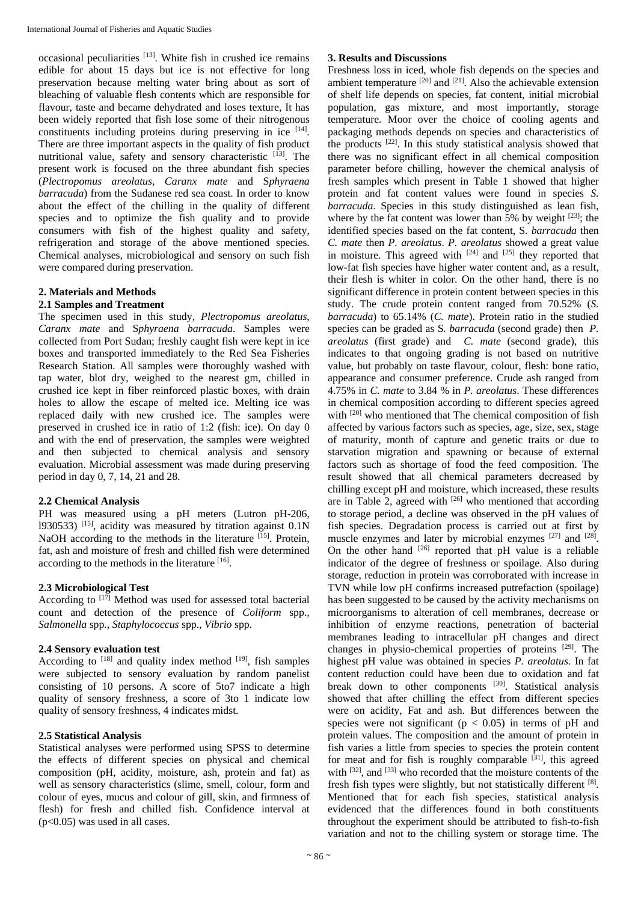occasional peculiarities [13]. White fish in crushed ice remains edible for about 15 days but ice is not effective for long preservation because melting water bring about as sort of bleaching of valuable flesh contents which are responsible for flavour, taste and became dehydrated and loses texture, It has been widely reported that fish lose some of their nitrogenous constituents including proteins during preserving in ice [14]. There are three important aspects in the quality of fish product nutritional value, safety and sensory characteristic [13]. The present work is focused on the three abundant fish species (*Plectropomus areolatus*, *Caranx mate* and S*phyraena barracuda*) from the Sudanese red sea coast. In order to know about the effect of the chilling in the quality of different species and to optimize the fish quality and to provide consumers with fish of the highest quality and safety, refrigeration and storage of the above mentioned species. Chemical analyses, microbiological and sensory on such fish were compared during preservation.

## 2. Materials and Methods

### 2.1 Samples and Treatment

The specimen used in this study, *Plectropomus areolatus*, *Caranx mate* and S*phyraena barracuda*. Samples were collected from Port Sudan; freshly caught fish were kept in ice boxes and transported immediately to the Red Sea Fisheries Research Station. All samples were thoroughly washed with tap water, blot dry, weighed to the nearest gm, chilled in crushed ice kept in fiber reinforced plastic boxes, with drain holes to allow the escape of melted ice. Melting ice was replaced daily with new crushed ice. The samples were preserved in crushed ice in ratio of 1:2 (fish: ice). On day 0 and with the end of preservation, the samples were weighted and then subjected to chemical analysis and sensory evaluation. Microbial assessment was made during preserving period in day 0, 7, 14, 21 and 28.

### 2.2 Chemical Analysis

PH was measured using a pH meters (Lutron pH-206, l930533) [15], acidity was measured by titration against 0.1N NaOH according to the methods in the literature [15]. Protein, fat, ash and moisture of fresh and chilled fish were determined according to the methods in the literature [16].

### 2.3 Microbiological Test

According to [17] Method was used for assessed total bacterial count and detection of the presence of *Coliform* spp., *Salmonella* spp., *Staphylococcus* spp., *Vibrio* spp.

### 2.4 Sensory evaluation test

According to [18] and quality index method [19], fish samples were subjected to sensory evaluation by random panelist consisting of 10 persons. A score of 5to7 indicate a high quality of sensory freshness, a score of 3to 1 indicate low quality of sensory freshness, 4 indicates midst.

### 2.5 Statistical Analysis

Statistical analyses were performed using SPSS to determine the effects of different species on physical and chemical composition (pH, acidity, moisture, ash, protein and fat) as well as sensory characteristics (slime, smell, colour, form and colour of eyes, mucus and colour of gill, skin, and firmness of flesh) for fresh and chilled fish. Confidence interval at ($p<0.05$) was used in all cases.

## 3. Results and Discussions

Freshness loss in iced, whole fish depends on the species and ambient temperature [20] and [21]. Also the achievable extension of shelf life depends on species, fat content, initial microbial population, gas mixture, and most importantly, storage temperature. Moor over the choice of cooling agents and packaging methods depends on species and characteristics of the products [22]. In this study statistical analysis showed that there was no significant effect in all chemical composition parameter before chilling, however the chemical analysis of fresh samples which present in Table 1 showed that higher protein and fat content values were found in species *S. barracuda*. Species in this study distinguished as lean fish, where by the fat content was lower than 5% by weight [23]; the identified species based on the fat content, S. *barracuda* then *C. mate* then *P. areolatus*. *P. areolatus* showed a great value in moisture. This agreed with [24] and [25] they reported that low-fat fish species have higher water content and, as a result, their flesh is whiter in color. On the other hand, there is no significant difference in protein content between species in this study. The crude protein content ranged from 70.52% (*S. barracuda*) to 65.14% (*C. mate*). Protein ratio in the studied species can be graded as S. *barracuda* (second grade) then *P. areolatus* (first grade) and *C. mate* (second grade), this indicates to that ongoing grading is not based on nutritive value, but probably on taste flavour, colour, flesh: bone ratio, appearance and consumer preference. Crude ash ranged from 4.75% in *C. mate* to 3.84 % in *P. areolatus*. These differences in chemical composition according to different species agreed with [20] who mentioned that The chemical composition of fish affected by various factors such as species, age, size, sex, stage of maturity, month of capture and genetic traits or due to starvation migration and spawning or because of external factors such as shortage of food the feed composition. The result showed that all chemical parameters decreased by chilling except pH and moisture, which increased, these results are in Table 2, agreed with [26] who mentioned that according to storage period, a decline was observed in the pH values of fish species. Degradation process is carried out at first by muscle enzymes and later by microbial enzymes [27] and [28]. On the other hand [26] reported that pH value is a reliable indicator of the degree of freshness or spoilage. Also during storage, reduction in protein was corroborated with increase in TVN while low pH confirms increased putrefaction (spoilage) has been suggested to be caused by the activity mechanisms on microorganisms to alteration of cell membranes, decrease or inhibition of enzyme reactions, penetration of bacterial membranes leading to intracellular pH changes and direct changes in physio-chemical properties of proteins [29]. The highest pH value was obtained in species *P. areolatus*. In fat content reduction could have been due to oxidation and fat break down to other components [30]. Statistical analysis showed that after chilling the effect from different species were on acidity, Fat and ash. But differences between the species were not significant ($p < 0.05$) in terms of pH and protein values. The composition and the amount of protein in fish varies a little from species to species the protein content for meat and for fish is roughly comparable [31], this agreed with [32], and [33] who recorded that the moisture contents of the fresh fish types were slightly, but not statistically different [8]. Mentioned that for each fish species, statistical analysis evidenced that the differences found in both constituents throughout the experiment should be attributed to fish-to-fish variation and not to the chilling system or storage time. The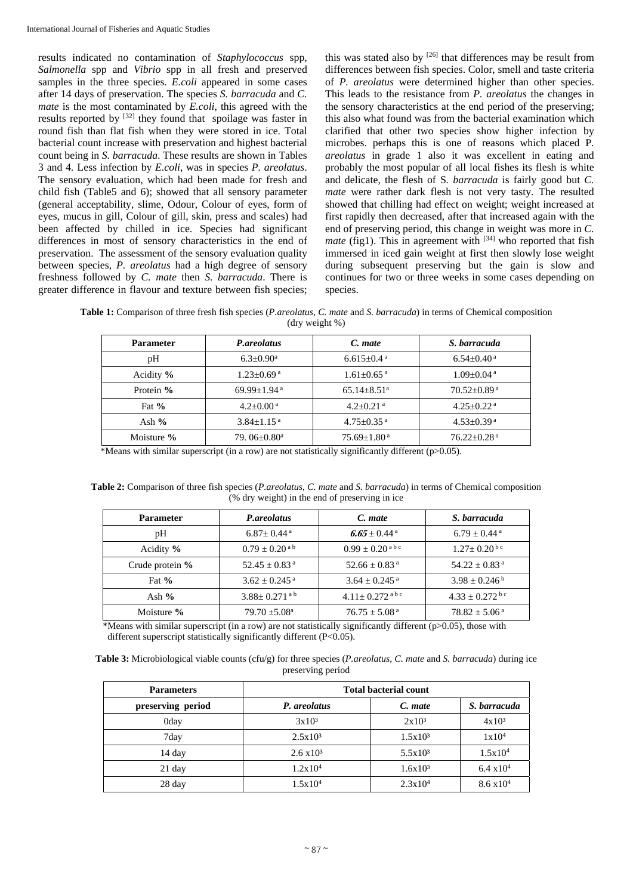results indicated no contamination of *Staphylococcus* spp, *Salmonella* spp and *Vibrio* spp in all fresh and preserved samples in the three species. *E.coli* appeared in some cases after 14 days of preservation. The species *S. barracuda* and *C. mate* is the most contaminated by *E.coli*, this agreed with the results reported by [32] they found that spoilage was faster in round fish than flat fish when they were stored in ice. Total bacterial count increase with preservation and highest bacterial count being in *S. barracuda*. These results are shown in Tables 3 and 4. Less infection by *E.coli*, was in species *P. areolatus*. The sensory evaluation, which had been made for fresh and child fish (Table5 and 6); showed that all sensory parameter (general acceptability, slime, Odour, Colour of eyes, form of eyes, mucus in gill, Colour of gill, skin, press and scales) had been affected by chilled in ice. Species had significant differences in most of sensory characteristics in the end of preservation. The assessment of the sensory evaluation quality between species, *P. areolatus* had a high degree of sensory freshness followed by *C. mate* then *S. barracuda*. There is greater difference in flavour and texture between fish species; this was stated also by [26] that differences may be result from differences between fish species. Color, smell and taste criteria of *P. areolatus* were determined higher than other species. This leads to the resistance from *P. areolatus* the changes in the sensory characteristics at the end period of the preserving; this also what found was from the bacterial examination which clarified that other two species show higher infection by microbes. perhaps this is one of reasons which placed P. *areolatus* in grade 1 also it was excellent in eating and probably the most popular of all local fishes its flesh is white and delicate, the flesh of S. *barracuda* is fairly good but *C. mate* were rather dark flesh is not very tasty. The resulted showed that chilling had effect on weight; weight increased at first rapidly then decreased, after that increased again with the end of preserving period, this change in weight was more in *C. mate* (fig1). This in agreement with [34] who reported that fish immersed in iced gain weight at first then slowly lose weight during subsequent preserving but the gain is slow and continues for two or three weeks in some cases depending on species.

**Table 1:** Comparison of three fresh fish species (*P.areolatus*, *C. mate* and *S. barracuda*) in terms of Chemical composition (dry weight %)

| Parameter | *P.areolatus* | *C. mate* | *S. barracuda* |
|---|---|---|---|
| pH | $6.3 \pm 0.90^{a}$ | $6.615 \pm 0.4^{a}$ | $6.54 \pm 0.40^{a}$ |
| Acidity **%** | $1.23 \pm 0.69^{a}$ | $1.61 \pm 0.65^{a}$ | $1.09 \pm 0.04^{a}$ |
| Protein **%** | $69.99 \pm 1.94^{a}$ | $65.14 \pm 8.51^{a}$ | $70.52 \pm 0.89^{a}$ |
| Fat **%** | $4.2 \pm 0.00^{a}$ | $4.2 \pm 0.21^{a}$ | $4.25 \pm 0.22^{a}$ |
| Ash **%** | $3.84 \pm 1.15^{a}$ | $4.75 \pm 0.35^{a}$ | $4.53 \pm 0.39^{a}$ |
| Moisture **%** | $79.06 \pm 0.80^{a}$ | $75.69 \pm 1.80^{a}$ | $76.22 \pm 0.28^{a}$ |

*Means with similar superscript (in a row) are not statistically significantly different (p>0.05).

**Table 2:** Comparison of three fish species (*P.areolatus*, *C. mate* and *S. barracuda*) in terms of Chemical composition (% dry weight) in the end of preserving in ice

| Parameter | *P.areolatus* | *C. mate* | *S. barracuda* |
|---|---|---|---|
| pH | $6.87 \pm 0.44^{a}$ | ***6.65*** $\pm 0.44^{a}$ | $6.79 \pm 0.44^{a}$ |
| Acidity **%** | $0.79 \pm 0.20^{a\,b}$ | $0.99 \pm 0.20^{a\,b\,c}$ | $1.27 \pm 0.20^{b\,c}$ |
| Crude protein **%** | $52.45 \pm 0.83^{a}$ | $52.66 \pm 0.83^{a}$ | $54.22 \pm 0.83^{a}$ |
| Fat **%** | $3.62 \pm 0.245^{a}$ | $3.64 \pm 0.245^{a}$ | $3.98 \pm 0.246^{b}$ |
| Ash **%** | $3.88 \pm 0.271^{a\,b}$ | $4.11 \pm 0.272^{a\,b\,c}$ | $4.33 \pm 0.272^{b\,c}$ |
| Moisture **%** | $79.70 \pm 5.08^{a}$ | $76.75 \pm 5.08^{a}$ | $78.82 \pm 5.06^{a}$ |

*Means with similar superscript (in a row) are not statistically significantly different (p>0.05), those with different superscript statistically significantly different (P<0.05).

**Table 3:** Microbiological viable counts (cfu/g) for three species (*P.areolatus*, *C. mate* and *S. barracuda*) during ice preserving period

| Parameters | Total bacterial count | | |
|---|---|---|---|
| **preserving period** | ***P. areolatus*** | ***C. mate*** | ***S. barracuda*** |
| 0day | $3x10^{3}$ | $2x10^{3}$ | $4x10^{3}$ |
| 7day | $2.5x10^{3}$ | $1.5x10^{3}$ | $1x10^{4}$ |
| 14 day | $2.6\ x10^{3}$ | $5.5x10^{3}$ | $1.5x10^{4}$ |
| 21 day | $1.2x10^{4}$ | $1.6x10^{3}$ | $6.4\ x10^{4}$ |
| 28 day | $1.5x10^{4}$ | $2.3x10^{4}$ | $8.6\ x10^{4}$ |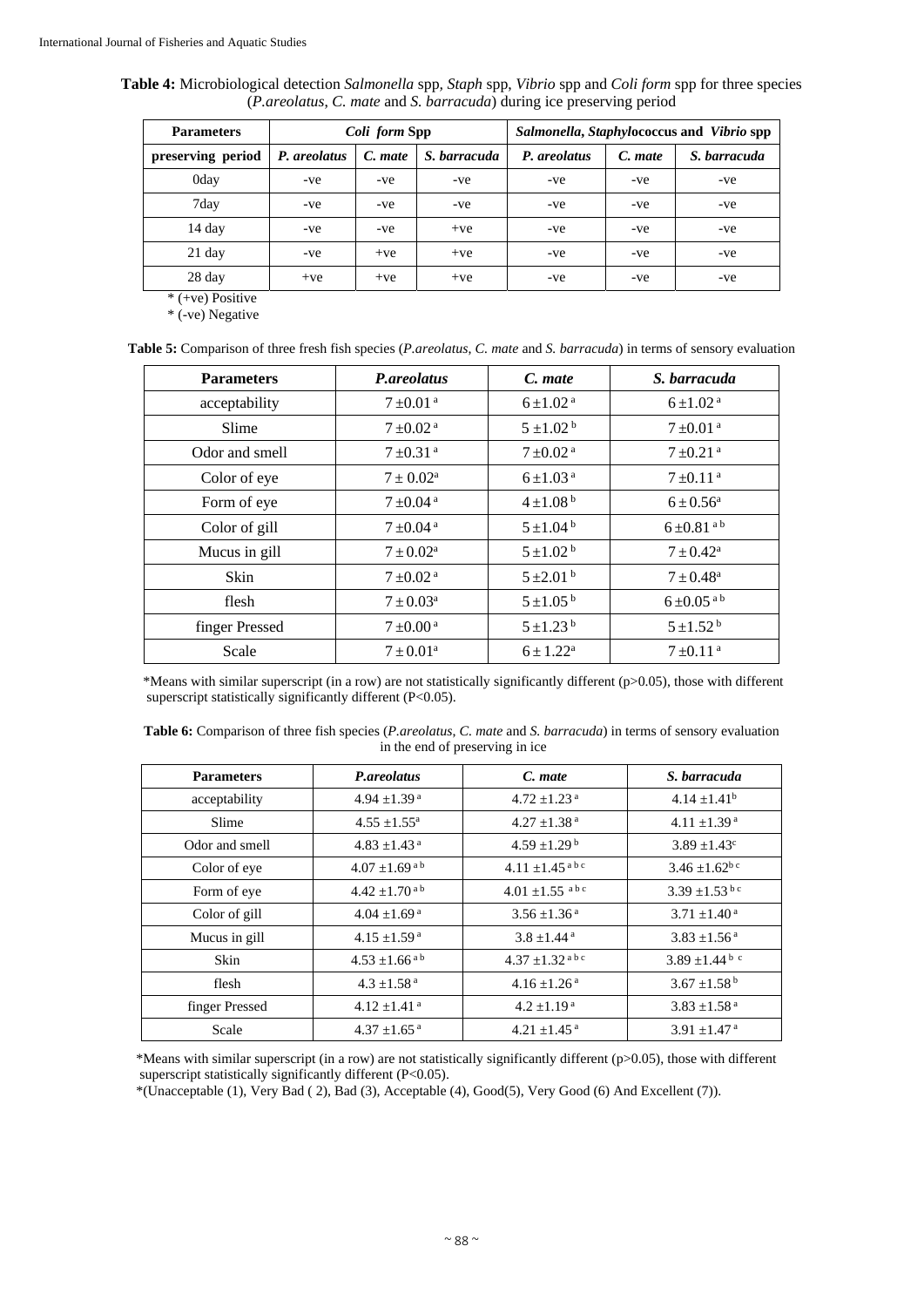**Table 4:** Microbiological detection *Salmonella* spp, *Staph* spp, *Vibrio* spp and *Coli form* spp for three species (*P.areolatus*, *C. mate* and *S. barracuda*) during ice preserving period

| Parameters | *Coli form* Spp | | | *Salmonella*, *Staphylo*coccus and *Vibrio* spp | | |
|---|---|---|---|---|---|---|
| preserving period | *P. areolatus* | *C. mate* | *S. barracuda* | *P. areolatus* | *C. mate* | *S. barracuda* |
| 0day | -ve | -ve | -ve | -ve | -ve | -ve |
| 7day | -ve | -ve | -ve | -ve | -ve | -ve |
| 14 day | -ve | -ve | +ve | -ve | -ve | -ve |
| 21 day | -ve | +ve | +ve | -ve | -ve | -ve |
| 28 day | +ve | +ve | +ve | -ve | -ve | -ve |

* (+ve) Positive

* (-ve) Negative

**Table 5:** Comparison of three fresh fish species (*P.areolatus*, *C. mate* and *S. barracuda*) in terms of sensory evaluation

| Parameters | *P.areolatus* | *C. mate* | *S. barracuda* |
|---|---|---|---|
| acceptability | $7 \pm 0.01^{a}$ | $6 \pm 1.02^{a}$ | $6 \pm 1.02^{a}$ |
| Slime | $7 \pm 0.02^{a}$ | $5 \pm 1.02^{b}$ | $7 \pm 0.01^{a}$ |
| Odor and smell | $7 \pm 0.31^{a}$ | $7 \pm 0.02^{a}$ | $7 \pm 0.21^{a}$ |
| Color of eye | $7 \pm 0.02^{a}$ | $6 \pm 1.03^{a}$ | $7 \pm 0.11^{a}$ |
| Form of eye | $7 \pm 0.04^{a}$ | $4 \pm 1.08^{b}$ | $6 \pm 0.56^{a}$ |
| Color of gill | $7 \pm 0.04^{a}$ | $5 \pm 1.04^{b}$ | $6 \pm 0.81^{ab}$ |
| Mucus in gill | $7 \pm 0.02^{a}$ | $5 \pm 1.02^{b}$ | $7 \pm 0.42^{a}$ |
| Skin | $7 \pm 0.02^{a}$ | $5 \pm 2.01^{b}$ | $7 \pm 0.48^{a}$ |
| flesh | $7 \pm 0.03^{a}$ | $5 \pm 1.05^{b}$ | $6 \pm 0.05^{ab}$ |
| finger Pressed | $7 \pm 0.00^{a}$ | $5 \pm 1.23^{b}$ | $5 \pm 1.52^{b}$ |
| Scale | $7 \pm 0.01^{a}$ | $6 \pm 1.22^{a}$ | $7 \pm 0.11^{a}$ |

*Means with similar superscript (in a row) are not statistically significantly different ($p>0.05$), those with different superscript statistically significantly different ($P<0.05$).

**Table 6:** Comparison of three fish species (*P.areolatus*, *C. mate* and *S. barracuda*) in terms of sensory evaluation in the end of preserving in ice

| Parameters | *P.areolatus* | *C. mate* | *S. barracuda* |
|---|---|---|---|
| acceptability | $4.94 \pm 1.39^{a}$ | $4.72 \pm 1.23^{a}$ | $4.14 \pm 1.41^{b}$ |
| Slime | $4.55 \pm 1.55^{a}$ | $4.27 \pm 1.38^{a}$ | $4.11 \pm 1.39^{a}$ |
| Odor and smell | $4.83 \pm 1.43^{a}$ | $4.59 \pm 1.29^{b}$ | $3.89 \pm 1.43^{c}$ |
| Color of eye | $4.07 \pm 1.69^{ab}$ | $4.11 \pm 1.45^{abc}$ | $3.46 \pm 1.62^{bc}$ |
| Form of eye | $4.42 \pm 1.70^{ab}$ | $4.01 \pm 1.55^{abc}$ | $3.39 \pm 1.53^{bc}$ |
| Color of gill | $4.04 \pm 1.69^{a}$ | $3.56 \pm 1.36^{a}$ | $3.71 \pm 1.40^{a}$ |
| Mucus in gill | $4.15 \pm 1.59^{a}$ | $3.8 \pm 1.44^{a}$ | $3.83 \pm 1.56^{a}$ |
| Skin | $4.53 \pm 1.66^{ab}$ | $4.37 \pm 1.32^{abc}$ | $3.89 \pm 1.44^{bc}$ |
| flesh | $4.3 \pm 1.58^{a}$ | $4.16 \pm 1.26^{a}$ | $3.67 \pm 1.58^{b}$ |
| finger Pressed | $4.12 \pm 1.41^{a}$ | $4.2 \pm 1.19^{a}$ | $3.83 \pm 1.58^{a}$ |
| Scale | $4.37 \pm 1.65^{a}$ | $4.21 \pm 1.45^{a}$ | $3.91 \pm 1.47^{a}$ |

*Means with similar superscript (in a row) are not statistically significantly different ($p>0.05$), those with different superscript statistically significantly different ($P<0.05$).

*(Unacceptable (1), Very Bad ( 2), Bad (3), Acceptable (4), Good(5), Very Good (6) And Excellent (7)).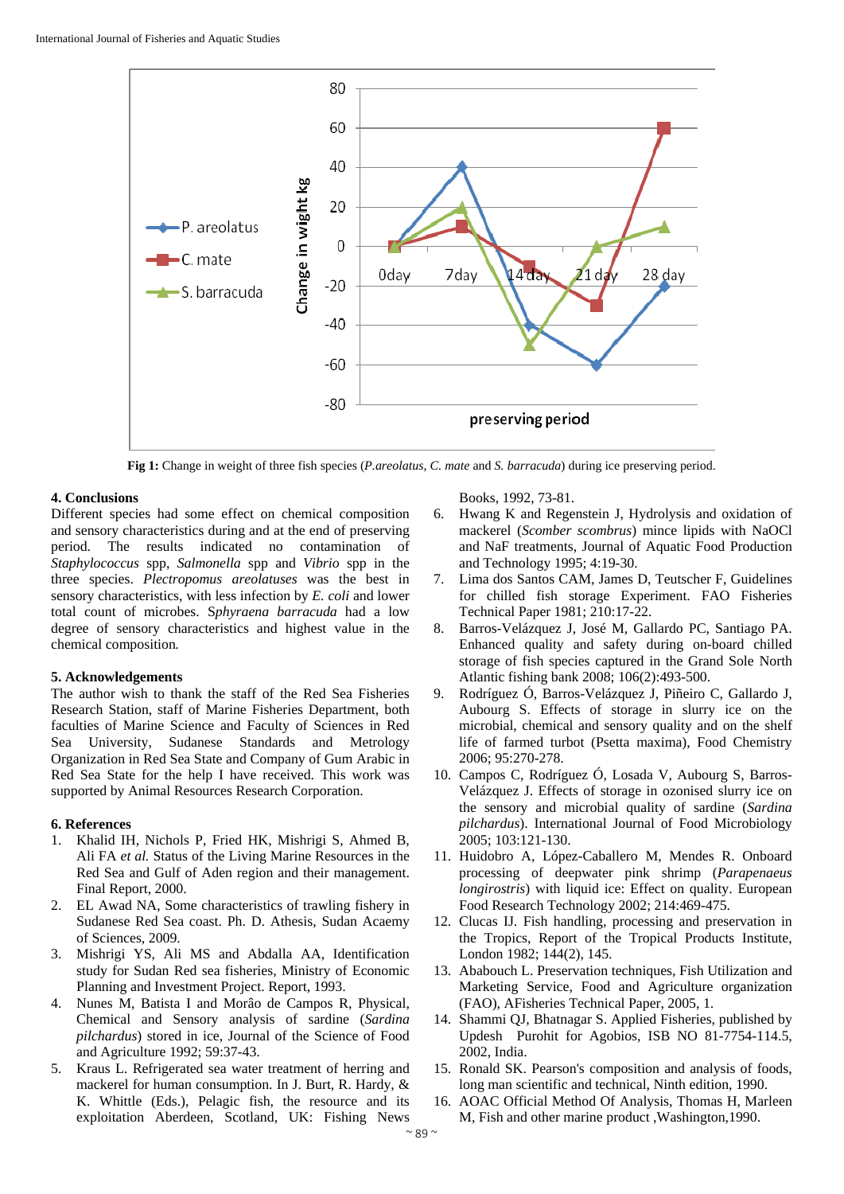Fig 1: Change in weight of three fish species (*P.areolatus*, *C. mate* and *S. barracuda*) during ice preserving period.

## 4. Conclusions

Different species had some effect on chemical composition and sensory characteristics during and at the end of preserving period. The results indicated no contamination of *Staphylococcus* spp, *Salmonella* spp and *Vibrio* spp in the three species. *Plectropomus areolatuses* was the best in sensory characteristics, with less infection by *E. coli* and lower total count of microbes. S*phyraena barracuda* had a low degree of sensory characteristics and highest value in the chemical composition.

## 5. Acknowledgements

The author wish to thank the staff of the Red Sea Fisheries Research Station, staff of Marine Fisheries Department, both faculties of Marine Science and Faculty of Sciences in Red Sea University, Sudanese Standards and Metrology Organization in Red Sea State and Company of Gum Arabic in Red Sea State for the help I have received. This work was supported by Animal Resources Research Corporation.

## 6. References

1. Khalid IH, Nichols P, Fried HK, Mishrigi S, Ahmed B, Ali FA *et al.* Status of the Living Marine Resources in the Red Sea and Gulf of Aden region and their management. Final Report, 2000.
2. EL Awad NA, Some characteristics of trawling fishery in Sudanese Red Sea coast. Ph. D. Athesis, Sudan Acaemy of Sciences, 2009.
3. Mishrigi YS, Ali MS and Abdalla AA, Identification study for Sudan Red sea fisheries, Ministry of Economic Planning and Investment Project. Report, 1993.
4. Nunes M, Batista I and Morâo de Campos R, Physical, Chemical and Sensory analysis of sardine (*Sardina pilchardus*) stored in ice, Journal of the Science of Food and Agriculture 1992; 59:37-43.
5. Kraus L. Refrigerated sea water treatment of herring and mackerel for human consumption. In J. Burt, R. Hardy, & K. Whittle (Eds.), Pelagic fish, the resource and its exploitation Aberdeen, Scotland, UK: Fishing News Books, 1992, 73-81.
6. Hwang K and Regenstein J, Hydrolysis and oxidation of mackerel (*Scomber scombrus*) mince lipids with NaOCl and NaF treatments, Journal of Aquatic Food Production and Technology 1995; 4:19-30.
7. Lima dos Santos CAM, James D, Teutscher F, Guidelines for chilled fish storage Experiment. FAO Fisheries Technical Paper 1981; 210:17-22.
8. Barros-Velázquez J, José M, Gallardo PC, Santiago PA. Enhanced quality and safety during on-board chilled storage of fish species captured in the Grand Sole North Atlantic fishing bank 2008; 106(2):493-500.
9. Rodríguez Ó, Barros-Velázquez J, Piñeiro C, Gallardo J, Aubourg S. Effects of storage in slurry ice on the microbial, chemical and sensory quality and on the shelf life of farmed turbot (Psetta maxima), Food Chemistry 2006; 95:270-278.
10. Campos C, Rodríguez Ó, Losada V, Aubourg S, Barros-Velázquez J. Effects of storage in ozonised slurry ice on the sensory and microbial quality of sardine (*Sardina pilchardus*). International Journal of Food Microbiology 2005; 103:121-130.
11. Huidobro A, López-Caballero M, Mendes R. Onboard processing of deepwater pink shrimp (*Parapenaeus longirostris*) with liquid ice: Effect on quality. European Food Research Technology 2002; 214:469-475.
12. Clucas IJ. Fish handling, processing and preservation in the Tropics, Report of the Tropical Products Institute, London 1982; 144(2), 145.
13. Ababouch L. Preservation techniques, Fish Utilization and Marketing Service, Food and Agriculture organization (FAO), AFisheries Technical Paper, 2005, 1.
14. Shammi QJ, Bhatnagar S. Applied Fisheries, published by Updesh Purohit for Agobios, ISB NO 81-7754-114.5, 2002, India.
15. Ronald SK. Pearson's composition and analysis of foods, long man scientific and technical, Ninth edition, 1990.
16. AOAC Official Method Of Analysis, Thomas H, Marleen M, Fish and other marine product ,Washington,1990.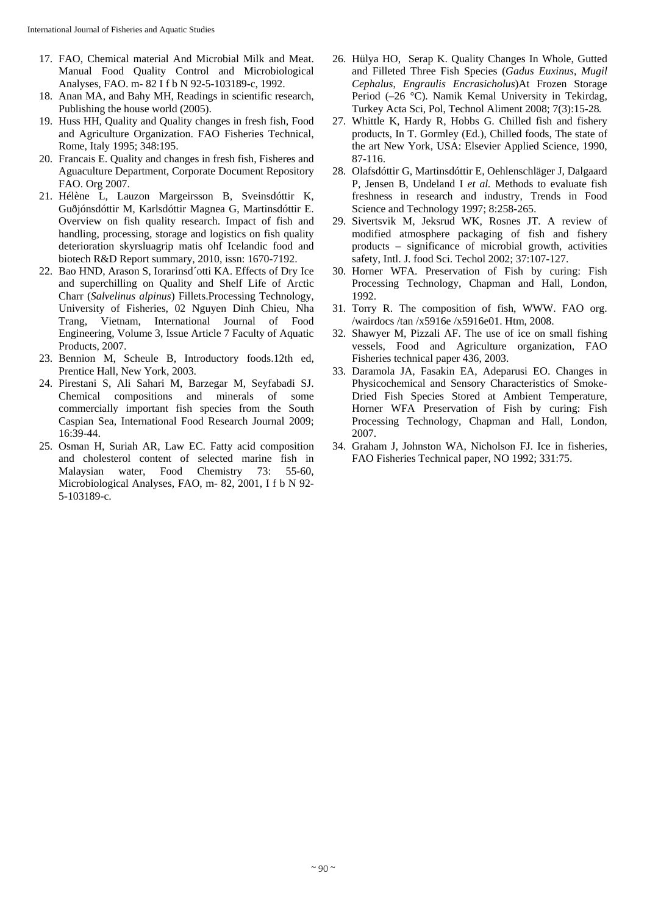17. FAO, Chemical material And Microbial Milk and Meat. Manual Food Quality Control and Microbiological Analyses, FAO. m- 82 I f b N 92-5-103189-c, 1992.
18. Anan MA, and Bahy MH, Readings in scientific research, Publishing the house world (2005).
19. Huss HH, Quality and Quality changes in fresh fish, Food and Agriculture Organization. FAO Fisheries Technical, Rome, Italy 1995; 348:195.
20. Francais E. Quality and changes in fresh fish, Fisheres and Aguaculture Department, Corporate Document Repository FAO. Org 2007.
21. Hélène L, Lauzon Margeirsson B, Sveinsdóttir K, Guðjónsdóttir M, Karlsdóttir Magnea G, Martinsdóttir E. Overview on fish quality research. Impact of fish and handling, processing, storage and logistics on fish quality deterioration skyrsluagrip matis ohf Icelandic food and biotech R&D Report summary, 2010, issn: 1670-7192.
22. Bao HND, Arason S, Iorarinsd´otti KA. Effects of Dry Ice and superchilling on Quality and Shelf Life of Arctic Charr (*Salvelinus alpinus*) Fillets.Processing Technology, University of Fisheries, 02 Nguyen Dinh Chieu, Nha Trang, Vietnam, International Journal of Food Engineering, Volume 3, Issue Article 7 Faculty of Aquatic Products, 2007.
23. Bennion M, Scheule B, Introductory foods.12th ed, Prentice Hall, New York, 2003.
24. Pirestani S, Ali Sahari M, Barzegar M, Seyfabadi SJ. Chemical compositions and minerals of some commercially important fish species from the South Caspian Sea, International Food Research Journal 2009; 16:39-44.
25. Osman H, Suriah AR, Law EC. Fatty acid composition and cholesterol content of selected marine fish in Malaysian water, Food Chemistry 73: 55-60, Microbiological Analyses, FAO, m- 82, 2001, I f b N 92-5-103189-c.
26. Hülya HO, Serap K. Quality Changes In Whole, Gutted and Filleted Three Fish Species (*Gadus Euxinus*, *Mugil Cephalus*, *Engraulis Encrasicholus*)At Frozen Storage Period (–26 °C). Namik Kemal University in Tekirdag, Turkey Acta Sci, Pol, Technol Aliment 2008; 7(3):15-28.
27. Whittle K, Hardy R, Hobbs G. Chilled fish and fishery products, In T. Gormley (Ed.), Chilled foods, The state of the art New York, USA: Elsevier Applied Science, 1990, 87-116.
28. Olafsdóttir G, Martinsdóttir E, Oehlenschläger J, Dalgaard P, Jensen B, Undeland I *et al.* Methods to evaluate fish freshness in research and industry, Trends in Food Science and Technology 1997; 8:258-265.
29. Sivertsvik M, Jeksrud WK, Rosnes JT. A review of modified atmosphere packaging of fish and fishery products – significance of microbial growth, activities safety, Intl. J. food Sci. Techol 2002; 37:107-127.
30. Horner WFA. Preservation of Fish by curing: Fish Processing Technology, Chapman and Hall, London, 1992.
31. Torry R. The composition of fish, WWW. FAO org. /wairdocs /tan /x5916e /x5916e01. Htm, 2008.
32. Shawyer M, Pizzali AF. The use of ice on small fishing vessels, Food and Agriculture organization, FAO Fisheries technical paper 436, 2003.
33. Daramola JA, Fasakin EA, Adeparusi EO. Changes in Physicochemical and Sensory Characteristics of Smoke-Dried Fish Species Stored at Ambient Temperature, Horner WFA Preservation of Fish by curing: Fish Processing Technology, Chapman and Hall, London, 2007.
34. Graham J, Johnston WA, Nicholson FJ. Ice in fisheries, FAO Fisheries Technical paper, NO 1992; 331:75.